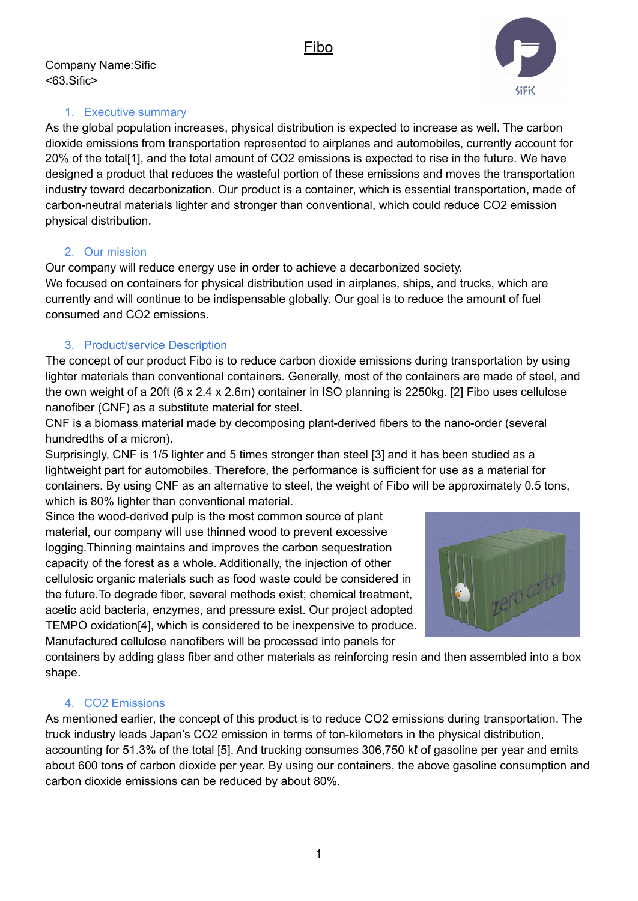# Fibo

Company Name:Sific
<63.Sific>

## 1. Executive summary

As the global population increases, physical distribution is expected to increase as well. The carbon dioxide emissions from transportation represented to airplanes and automobiles, currently account for 20% of the total[1], and the total amount of $CO_2$ emissions is expected to rise in the future. We have designed a product that reduces the wasteful portion of these emissions and moves the transportation industry toward decarbonization. Our product is a container, which is essential transportation, made of carbon-neutral materials lighter and stronger than conventional, which could reduce $CO_2$ emission physical distribution.

## 2. Our mission

Our company will reduce energy use in order to achieve a decarbonized society.
We focused on containers for physical distribution used in airplanes, ships, and trucks, which are currently and will continue to be indispensable globally. Our goal is to reduce the amount of fuel consumed and $CO_2$ emissions.

## 3. Product/service Description

The concept of our product Fibo is to reduce carbon dioxide emissions during transportation by using lighter materials than conventional containers. Generally, most of the containers are made of steel, and the own weight of a 20ft (6 x 2.4 x 2.6m) container in ISO planning is 2250kg. [2] Fibo uses cellulose nanofiber (CNF) as a substitute material for steel.
CNF is a biomass material made by decomposing plant-derived fibers to the nano-order (several hundredths of a micron).
Surprisingly, CNF is 1/5 lighter and 5 times stronger than steel [3] and it has been studied as a lightweight part for automobiles. Therefore, the performance is sufficient for use as a material for containers. By using CNF as an alternative to steel, the weight of Fibo will be approximately 0.5 tons, which is 80% lighter than conventional material.
Since the wood-derived pulp is the most common source of plant material, our company will use thinned wood to prevent excessive logging.Thinning maintains and improves the carbon sequestration capacity of the forest as a whole. Additionally, the injection of other cellulosic organic materials such as food waste could be considered in the future.To degrade fiber, several methods exist; chemical treatment, acetic acid bacteria, enzymes, and pressure exist. Our project adopted TEMPO oxidation[4], which is considered to be inexpensive to produce. Manufactured cellulose nanofibers will be processed into panels for containers by adding glass fiber and other materials as reinforcing resin and then assembled into a box shape.

## 4. CO2 Emissions

As mentioned earlier, the concept of this product is to reduce $CO_2$ emissions during transportation. The truck industry leads Japan's $CO_2$ emission in terms of ton-kilometers in the physical distribution, accounting for 51.3% of the total [5]. And trucking consumes 306,750 kℓ of gasoline per year and emits about 600 tons of carbon dioxide per year. By using our containers, the above gasoline consumption and carbon dioxide emissions can be reduced by about 80%.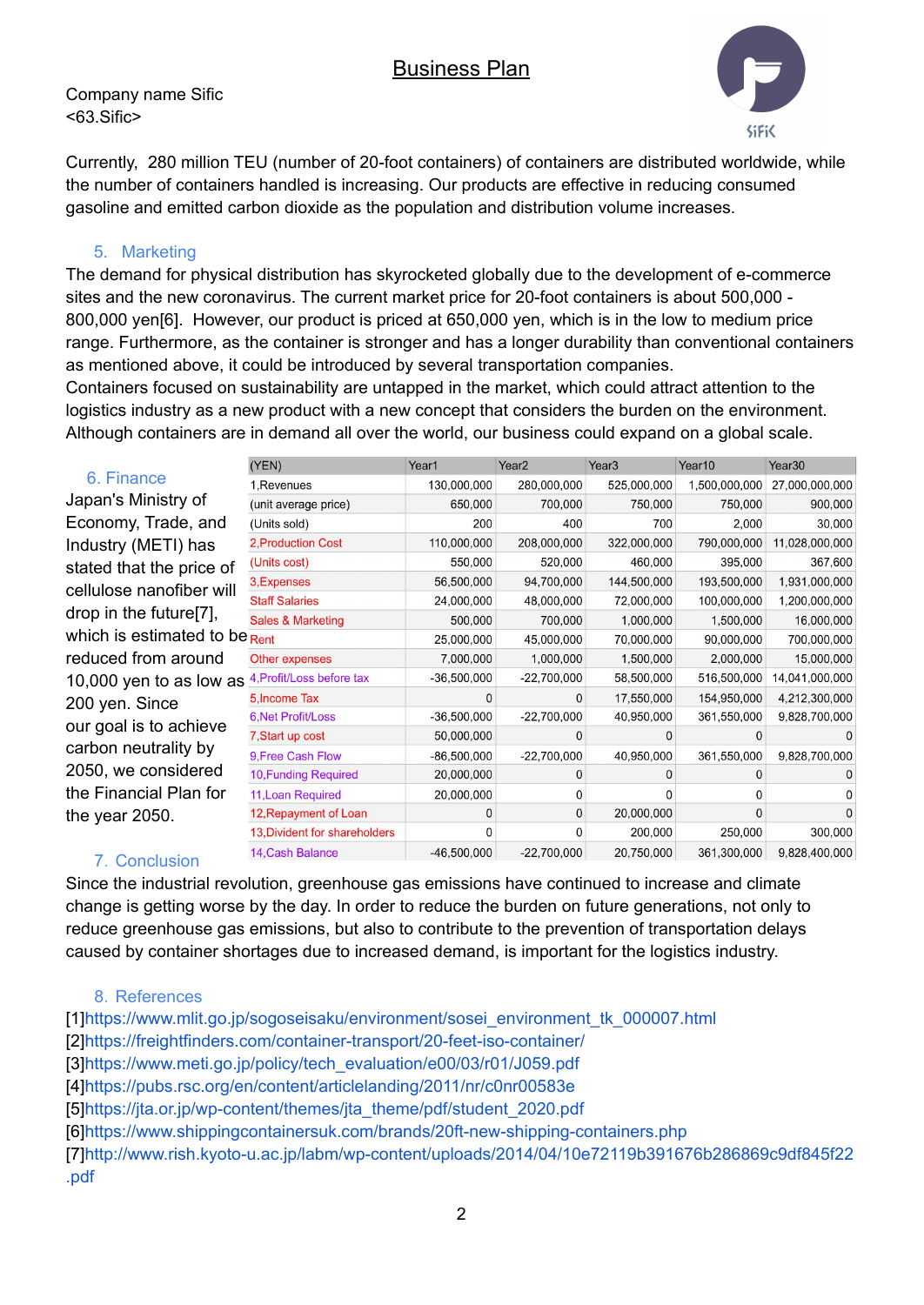# Business Plan

Company name Sific
<63.Sific>

Currently, 280 million TEU (number of 20-foot containers) of containers are distributed worldwide, while the number of containers handled is increasing. Our products are effective in reducing consumed gasoline and emitted carbon dioxide as the population and distribution volume increases.

## 5. Marketing

The demand for physical distribution has skyrocketed globally due to the development of e-commerce sites and the new coronavirus. The current market price for 20-foot containers is about 500,000 - 800,000 yen[6]. However, our product is priced at 650,000 yen, which is in the low to medium price range. Furthermore, as the container is stronger and has a longer durability than conventional containers as mentioned above, it could be introduced by several transportation companies.
Containers focused on sustainability are untapped in the market, which could attract attention to the logistics industry as a new product with a new concept that considers the burden on the environment. Although containers are in demand all over the world, our business could expand on a global scale.

## 6. Finance

Japan's Ministry of Economy, Trade, and Industry (METI) has stated that the price of cellulose nanofiber will drop in the future[7], which is estimated to be reduced from around 10,000 yen to as low as 200 yen. Since our goal is to achieve carbon neutrality by 2050, we considered the Financial Plan for the year 2050.

| (YEN) | Year1 | Year2 | Year3 | Year10 | Year30 |
|---|---|---|---|---|---|
| 1,Revenues | 130,000,000 | 280,000,000 | 525,000,000 | 1,500,000,000 | 27,000,000,000 |
| (unit average price) | 650,000 | 700,000 | 750,000 | 750,000 | 900,000 |
| (Units sold) | 200 | 400 | 700 | 2,000 | 30,000 |
| 2,Production Cost | 110,000,000 | 208,000,000 | 322,000,000 | 790,000,000 | 11,028,000,000 |
| (Units cost) | 550,000 | 520,000 | 460,000 | 395,000 | 367,600 |
| 3,Expenses | 56,500,000 | 94,700,000 | 144,500,000 | 193,500,000 | 1,931,000,000 |
| Staff Salaries | 24,000,000 | 48,000,000 | 72,000,000 | 100,000,000 | 1,200,000,000 |
| Sales & Marketing | 500,000 | 700,000 | 1,000,000 | 1,500,000 | 16,000,000 |
| Rent | 25,000,000 | 45,000,000 | 70,000,000 | 90,000,000 | 700,000,000 |
| Other expenses | 7,000,000 | 1,000,000 | 1,500,000 | 2,000,000 | 15,000,000 |
| 4,Profit/Loss before tax | -36,500,000 | -22,700,000 | 58,500,000 | 516,500,000 | 14,041,000,000 |
| 5,Income Tax | 0 | 0 | 17,550,000 | 154,950,000 | 4,212,300,000 |
| 6,Net Profit/Loss | -36,500,000 | -22,700,000 | 40,950,000 | 361,550,000 | 9,828,700,000 |
| 7,Start up cost | 50,000,000 | 0 | 0 | 0 | 0 |
| 9,Free Cash Flow | -86,500,000 | -22,700,000 | 40,950,000 | 361,550,000 | 9,828,700,000 |
| 10,Funding Required | 20,000,000 | 0 | 0 | 0 | 0 |
| 11,Loan Required | 20,000,000 | 0 | 0 | 0 | 0 |
| 12,Repayment of Loan | 0 | 0 | 20,000,000 | 0 | 0 |
| 13,Divident for shareholders | 0 | 0 | 200,000 | 250,000 | 300,000 |
| 14,Cash Balance | -46,500,000 | -22,700,000 | 20,750,000 | 361,300,000 | 9,828,400,000 |

## 7. Conclusion

Since the industrial revolution, greenhouse gas emissions have continued to increase and climate change is getting worse by the day. In order to reduce the burden on future generations, not only to reduce greenhouse gas emissions, but also to contribute to the prevention of transportation delays caused by container shortages due to increased demand, is important for the logistics industry.

## 8. References

[1]https://www.mlit.go.jp/sogoseisaku/environment/sosei_environment_tk_000007.html
[2]https://freightfinders.com/container-transport/20-feet-iso-container/
[3]https://www.meti.go.jp/policy/tech_evaluation/e00/03/r01/J059.pdf
[4]https://pubs.rsc.org/en/content/articlelanding/2011/nr/c0nr00583e
[5]https://jta.or.jp/wp-content/themes/jta_theme/pdf/student_2020.pdf
[6]https://www.shippingcontainersuk.com/brands/20ft-new-shipping-containers.php
[7]http://www.rish.kyoto-u.ac.jp/labm/wp-content/uploads/2014/04/10e72119b391676b286869c9df845f22.pdf